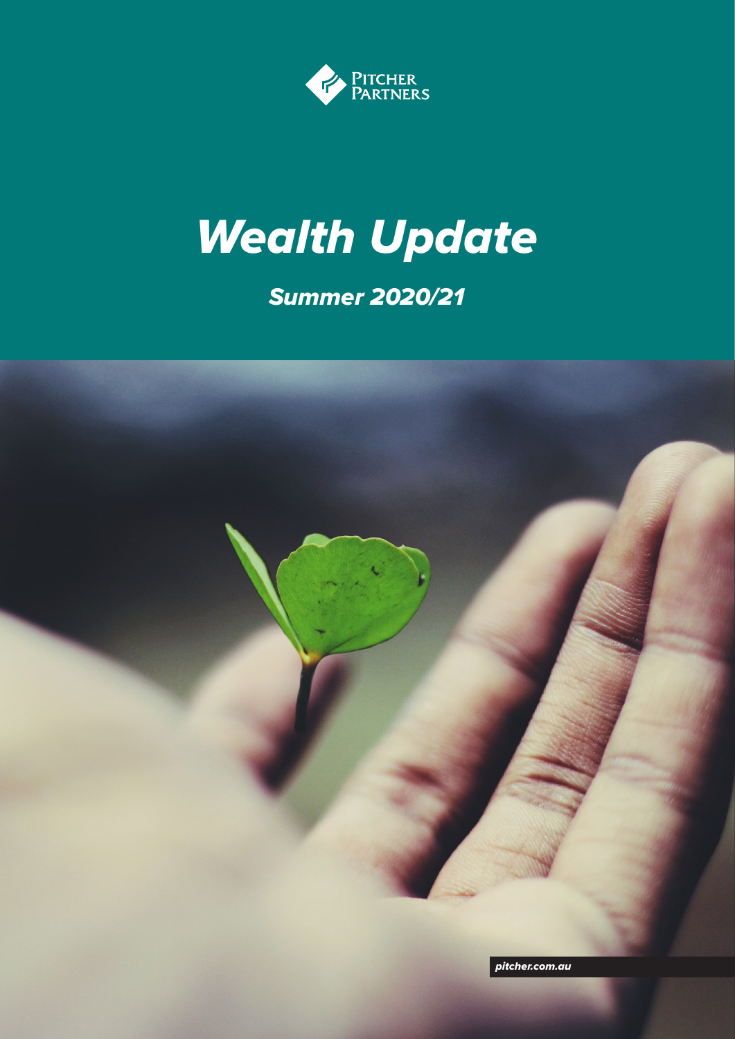Pitcher Partners

# *Wealth Update*

## *Summer 2020/21*

*pitcher.com.au*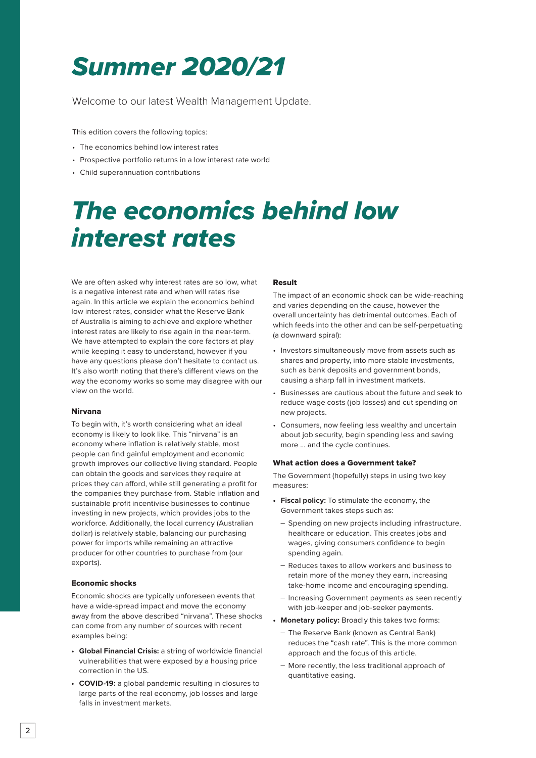# Summer 2020/21

Welcome to our latest Wealth Management Update.

This edition covers the following topics:

- The economics behind low interest rates
- Prospective portfolio returns in a low interest rate world
- Child superannuation contributions

# The economics behind low interest rates

We are often asked why interest rates are so low, what is a negative interest rate and when will rates rise again. In this article we explain the economics behind low interest rates, consider what the Reserve Bank of Australia is aiming to achieve and explore whether interest rates are likely to rise again in the near-term. We have attempted to explain the core factors at play while keeping it easy to understand, however if you have any questions please don't hesitate to contact us. It's also worth noting that there's different views on the way the economy works so some may disagree with our view on the world.

### Nirvana

To begin with, it's worth considering what an ideal economy is likely to look like. This "nirvana" is an economy where inflation is relatively stable, most people can find gainful employment and economic growth improves our collective living standard. People can obtain the goods and services they require at prices they can afford, while still generating a profit for the companies they purchase from. Stable inflation and sustainable profit incentivise businesses to continue investing in new projects, which provides jobs to the workforce. Additionally, the local currency (Australian dollar) is relatively stable, balancing our purchasing power for imports while remaining an attractive producer for other countries to purchase from (our exports).

### Economic shocks

Economic shocks are typically unforeseen events that have a wide-spread impact and move the economy away from the above described "nirvana". These shocks can come from any number of sources with recent examples being:

- **Global Financial Crisis:** a string of worldwide financial vulnerabilities that were exposed by a housing price correction in the US.
- **COVID-19:** a global pandemic resulting in closures to large parts of the real economy, job losses and large falls in investment markets.

### Result

The impact of an economic shock can be wide-reaching and varies depending on the cause, however the overall uncertainty has detrimental outcomes. Each of which feeds into the other and can be self-perpetuating (a downward spiral):

- Investors simultaneously move from assets such as shares and property, into more stable investments, such as bank deposits and government bonds, causing a sharp fall in investment markets.
- Businesses are cautious about the future and seek to reduce wage costs (job losses) and cut spending on new projects.
- Consumers, now feeling less wealthy and uncertain about job security, begin spending less and saving more … and the cycle continues.

### What action does a Government take?

The Government (hopefully) steps in using two key measures:

- **Fiscal policy:** To stimulate the economy, the Government takes steps such as:
  - Spending on new projects including infrastructure, healthcare or education. This creates jobs and wages, giving consumers confidence to begin spending again.
  - Reduces taxes to allow workers and business to retain more of the money they earn, increasing take-home income and encouraging spending.
  - Increasing Government payments as seen recently with job-keeper and job-seeker payments.
- **Monetary policy:** Broadly this takes two forms:
  - The Reserve Bank (known as Central Bank) reduces the "cash rate". This is the more common approach and the focus of this article.
  - More recently, the less traditional approach of quantitative easing.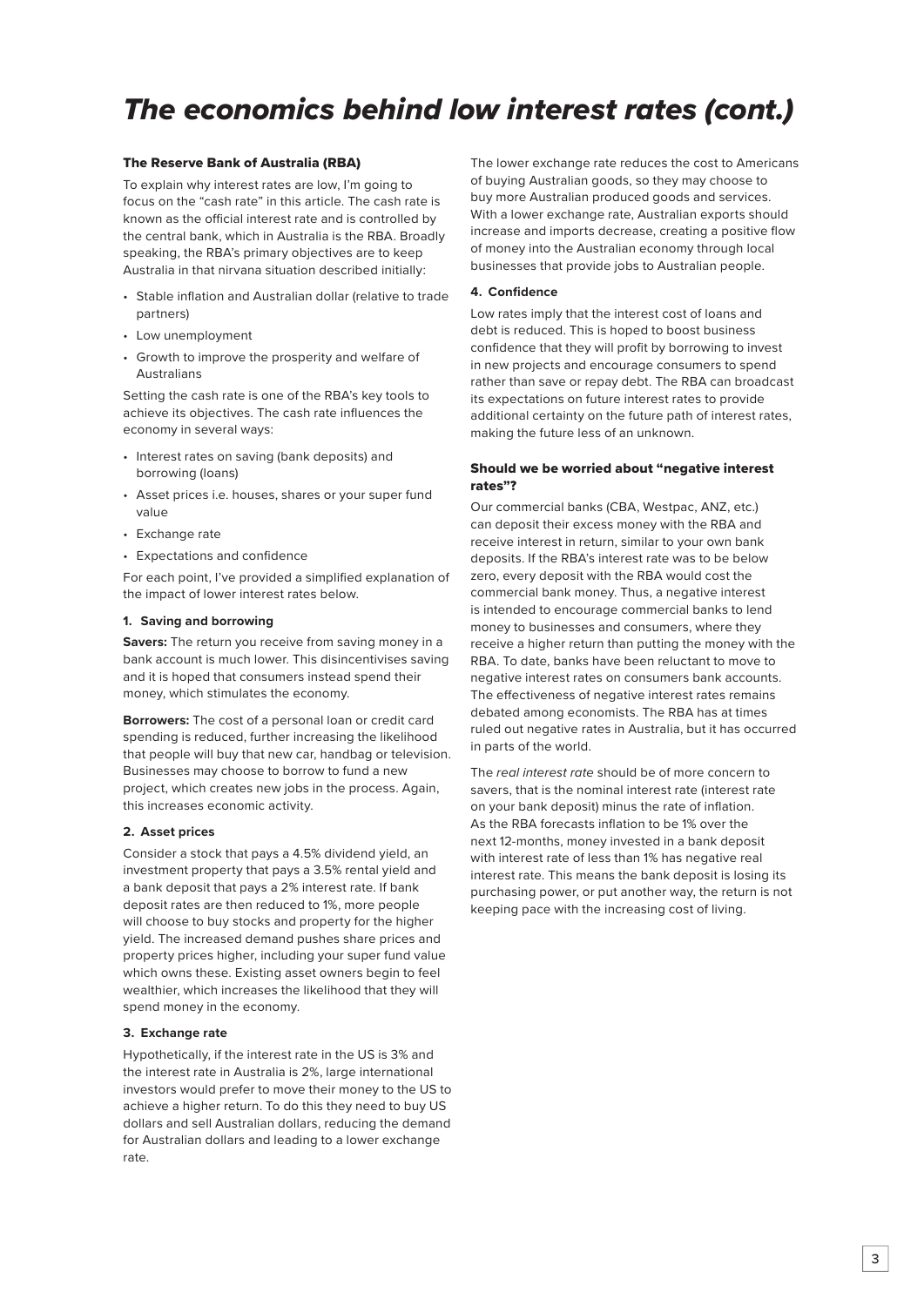# The economics behind low interest rates (cont.)

### The Reserve Bank of Australia (RBA)

To explain why interest rates are low, I'm going to focus on the "cash rate" in this article. The cash rate is known as the official interest rate and is controlled by the central bank, which in Australia is the RBA. Broadly speaking, the RBA's primary objectives are to keep Australia in that nirvana situation described initially:

- Stable inflation and Australian dollar (relative to trade partners)
- Low unemployment
- Growth to improve the prosperity and welfare of Australians

Setting the cash rate is one of the RBA's key tools to achieve its objectives. The cash rate influences the economy in several ways:

- Interest rates on saving (bank deposits) and borrowing (loans)
- Asset prices i.e. houses, shares or your super fund value
- Exchange rate
- Expectations and confidence

For each point, I've provided a simplified explanation of the impact of lower interest rates below.

#### 1. Saving and borrowing

**Savers:** The return you receive from saving money in a bank account is much lower. This disincentivises saving and it is hoped that consumers instead spend their money, which stimulates the economy.

**Borrowers:** The cost of a personal loan or credit card spending is reduced, further increasing the likelihood that people will buy that new car, handbag or television. Businesses may choose to borrow to fund a new project, which creates new jobs in the process. Again, this increases economic activity.

#### 2. Asset prices

Consider a stock that pays a 4.5% dividend yield, an investment property that pays a 3.5% rental yield and a bank deposit that pays a 2% interest rate. If bank deposit rates are then reduced to 1%, more people will choose to buy stocks and property for the higher yield. The increased demand pushes share prices and property prices higher, including your super fund value which owns these. Existing asset owners begin to feel wealthier, which increases the likelihood that they will spend money in the economy.

#### 3. Exchange rate

Hypothetically, if the interest rate in the US is 3% and the interest rate in Australia is 2%, large international investors would prefer to move their money to the US to achieve a higher return. To do this they need to buy US dollars and sell Australian dollars, reducing the demand for Australian dollars and leading to a lower exchange rate.

The lower exchange rate reduces the cost to Americans of buying Australian goods, so they may choose to buy more Australian produced goods and services. With a lower exchange rate, Australian exports should increase and imports decrease, creating a positive flow of money into the Australian economy through local businesses that provide jobs to Australian people.

#### 4. Confidence

Low rates imply that the interest cost of loans and debt is reduced. This is hoped to boost business confidence that they will profit by borrowing to invest in new projects and encourage consumers to spend rather than save or repay debt. The RBA can broadcast its expectations on future interest rates to provide additional certainty on the future path of interest rates, making the future less of an unknown.

### Should we be worried about "negative interest rates"?

Our commercial banks (CBA, Westpac, ANZ, etc.) can deposit their excess money with the RBA and receive interest in return, similar to your own bank deposits. If the RBA's interest rate was to be below zero, every deposit with the RBA would cost the commercial bank money. Thus, a negative interest is intended to encourage commercial banks to lend money to businesses and consumers, where they receive a higher return than putting the money with the RBA. To date, banks have been reluctant to move to negative interest rates on consumers bank accounts. The effectiveness of negative interest rates remains debated among economists. The RBA has at times ruled out negative rates in Australia, but it has occurred in parts of the world.

The *real interest rate* should be of more concern to savers, that is the nominal interest rate (interest rate on your bank deposit) minus the rate of inflation. As the RBA forecasts inflation to be 1% over the next 12-months, money invested in a bank deposit with interest rate of less than 1% has negative real interest rate. This means the bank deposit is losing its purchasing power, or put another way, the return is not keeping pace with the increasing cost of living.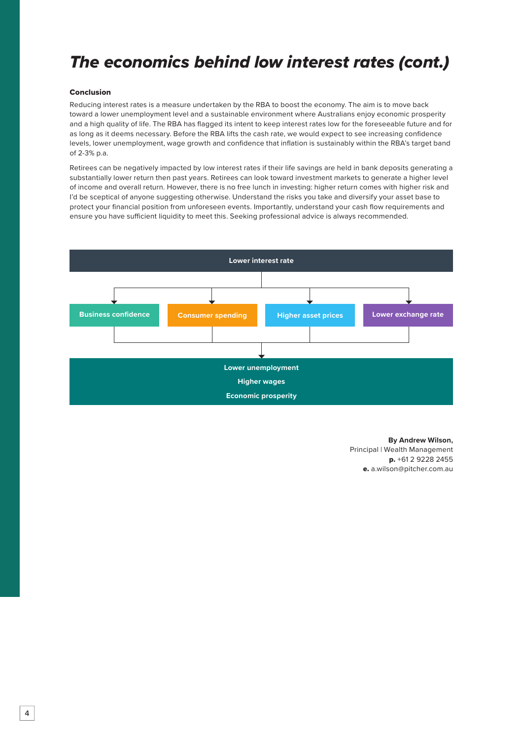# *The economics behind low interest rates (cont.)*

**Conclusion**

Reducing interest rates is a measure undertaken by the RBA to boost the economy. The aim is to move back toward a lower unemployment level and a sustainable environment where Australians enjoy economic prosperity and a high quality of life. The RBA has flagged its intent to keep interest rates low for the foreseeable future and for as long as it deems necessary. Before the RBA lifts the cash rate, we would expect to see increasing confidence levels, lower unemployment, wage growth and confidence that inflation is sustainably within the RBA's target band of 2-3% p.a.

Retirees can be negatively impacted by low interest rates if their life savings are held in bank deposits generating a substantially lower return then past years. Retirees can look toward investment markets to generate a higher level of income and overall return. However, there is no free lunch in investing: higher return comes with higher risk and I'd be sceptical of anyone suggesting otherwise. Understand the risks you take and diversify your asset base to protect your financial position from unforeseen events. Importantly, understand your cash flow requirements and ensure you have sufficient liquidity to meet this. Seeking professional advice is always recommended.

**Lower interest rate**

↓

**Business confidence** | **Consumer spending** | **Higher asset prices** | **Lower exchange rate**

↓

**Lower unemployment**
**Higher wages**
**Economic prosperity**

**By Andrew Wilson,**
Principal | Wealth Management
**p.** +61 2 9228 2455
**e.** a.wilson@pitcher.com.au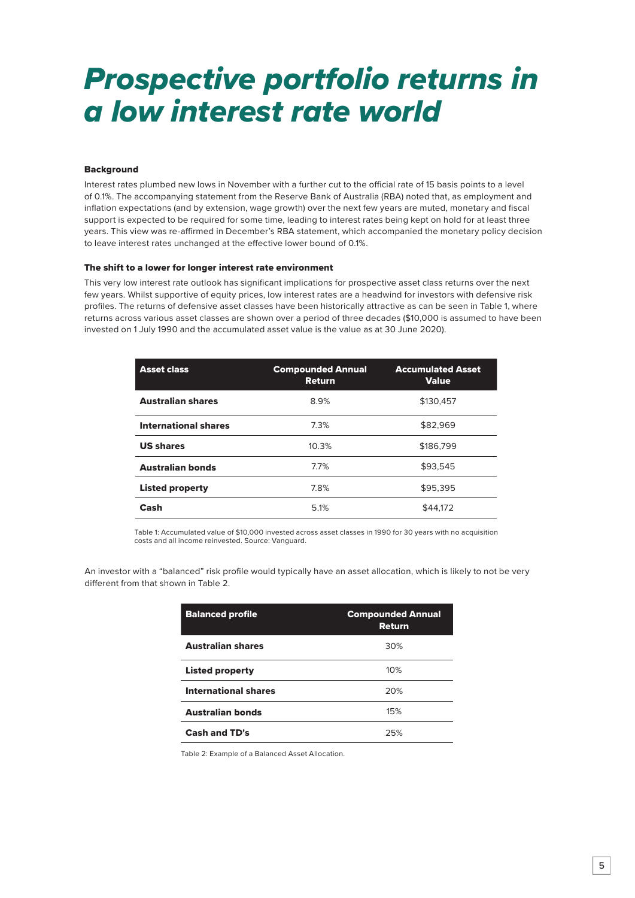# Prospective portfolio returns in a low interest rate world

**Background**

Interest rates plumbed new lows in November with a further cut to the official rate of 15 basis points to a level of 0.1%. The accompanying statement from the Reserve Bank of Australia (RBA) noted that, as employment and inflation expectations (and by extension, wage growth) over the next few years are muted, monetary and fiscal support is expected to be required for some time, leading to interest rates being kept on hold for at least three years. This view was re-affirmed in December's RBA statement, which accompanied the monetary policy decision to leave interest rates unchanged at the effective lower bound of 0.1%.

**The shift to a lower for longer interest rate environment**

This very low interest rate outlook has significant implications for prospective asset class returns over the next few years. Whilst supportive of equity prices, low interest rates are a headwind for investors with defensive risk profiles. The returns of defensive asset classes have been historically attractive as can be seen in Table 1, where returns across various asset classes are shown over a period of three decades ($10,000 is assumed to have been invested on 1 July 1990 and the accumulated asset value is the value as at 30 June 2020).

| Asset class | Compounded Annual Return | Accumulated Asset Value |
|---|---|---|
| **Australian shares** | 8.9% | $130,457 |
| **International shares** | 7.3% | $82,969 |
| **US shares** | 10.3% | $186,799 |
| **Australian bonds** | 7.7% | $93,545 |
| **Listed property** | 7.8% | $95,395 |
| **Cash** | 5.1% | $44,172 |

Table 1: Accumulated value of $10,000 invested across asset classes in 1990 for 30 years with no acquisition costs and all income reinvested. Source: Vanguard.

An investor with a "balanced" risk profile would typically have an asset allocation, which is likely to not be very different from that shown in Table 2.

| Balanced profile | Compounded Annual Return |
|---|---|
| **Australian shares** | 30% |
| **Listed property** | 10% |
| **International shares** | 20% |
| **Australian bonds** | 15% |
| **Cash and TD's** | 25% |

Table 2: Example of a Balanced Asset Allocation.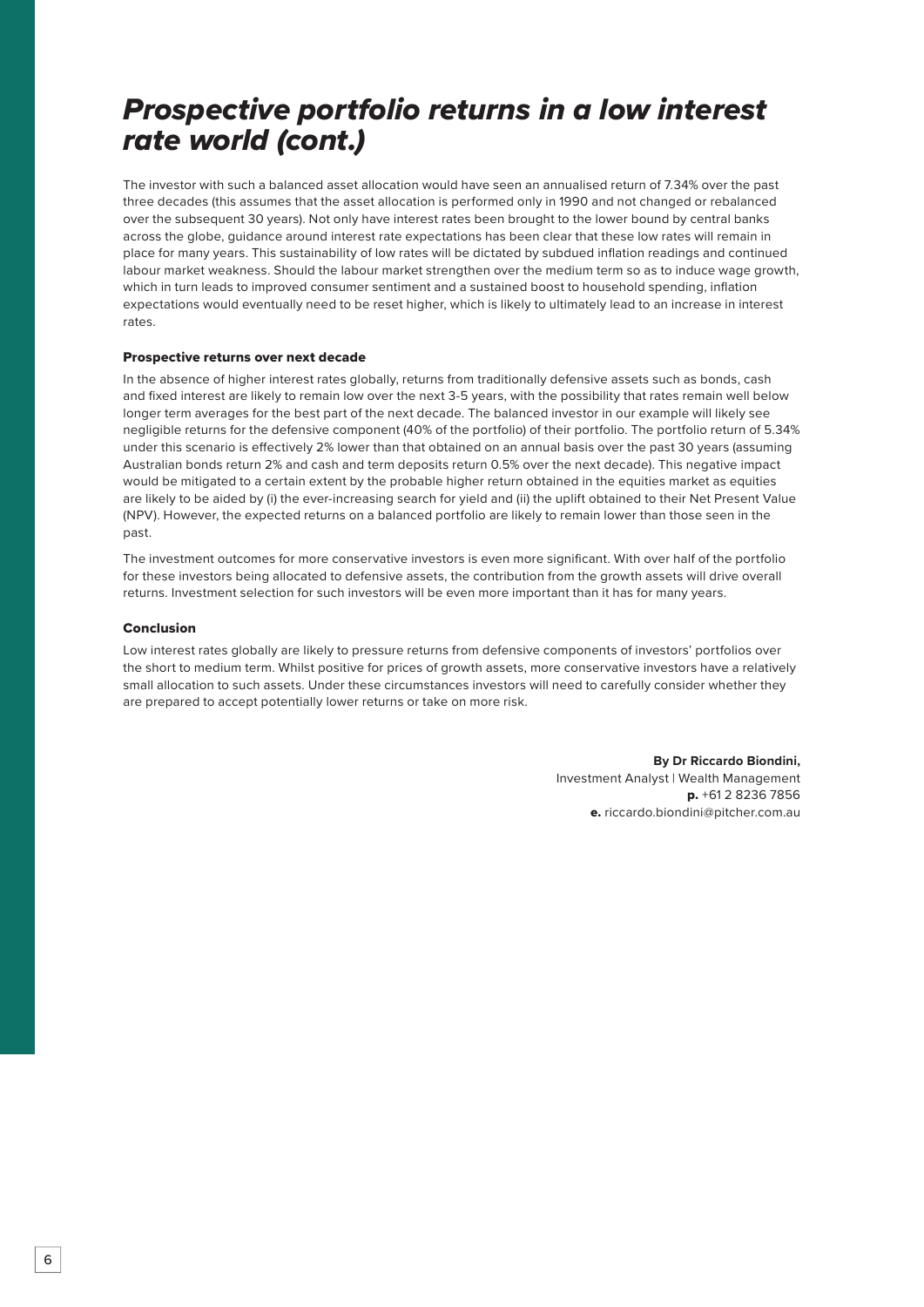# *Prospective portfolio returns in a low interest rate world (cont.)*

The investor with such a balanced asset allocation would have seen an annualised return of 7.34% over the past three decades (this assumes that the asset allocation is performed only in 1990 and not changed or rebalanced over the subsequent 30 years). Not only have interest rates been brought to the lower bound by central banks across the globe, guidance around interest rate expectations has been clear that these low rates will remain in place for many years. This sustainability of low rates will be dictated by subdued inflation readings and continued labour market weakness. Should the labour market strengthen over the medium term so as to induce wage growth, which in turn leads to improved consumer sentiment and a sustained boost to household spending, inflation expectations would eventually need to be reset higher, which is likely to ultimately lead to an increase in interest rates.

### Prospective returns over next decade

In the absence of higher interest rates globally, returns from traditionally defensive assets such as bonds, cash and fixed interest are likely to remain low over the next 3-5 years, with the possibility that rates remain well below longer term averages for the best part of the next decade. The balanced investor in our example will likely see negligible returns for the defensive component (40% of the portfolio) of their portfolio. The portfolio return of 5.34% under this scenario is effectively 2% lower than that obtained on an annual basis over the past 30 years (assuming Australian bonds return 2% and cash and term deposits return 0.5% over the next decade). This negative impact would be mitigated to a certain extent by the probable higher return obtained in the equities market as equities are likely to be aided by (i) the ever-increasing search for yield and (ii) the uplift obtained to their Net Present Value (NPV). However, the expected returns on a balanced portfolio are likely to remain lower than those seen in the past.

The investment outcomes for more conservative investors is even more significant. With over half of the portfolio for these investors being allocated to defensive assets, the contribution from the growth assets will drive overall returns. Investment selection for such investors will be even more important than it has for many years.

### Conclusion

Low interest rates globally are likely to pressure returns from defensive components of investors' portfolios over the short to medium term. Whilst positive for prices of growth assets, more conservative investors have a relatively small allocation to such assets. Under these circumstances investors will need to carefully consider whether they are prepared to accept potentially lower returns or take on more risk.

**By Dr Riccardo Biondini,**
Investment Analyst | Wealth Management
**p.** +61 2 8236 7856
**e.** riccardo.biondini@pitcher.com.au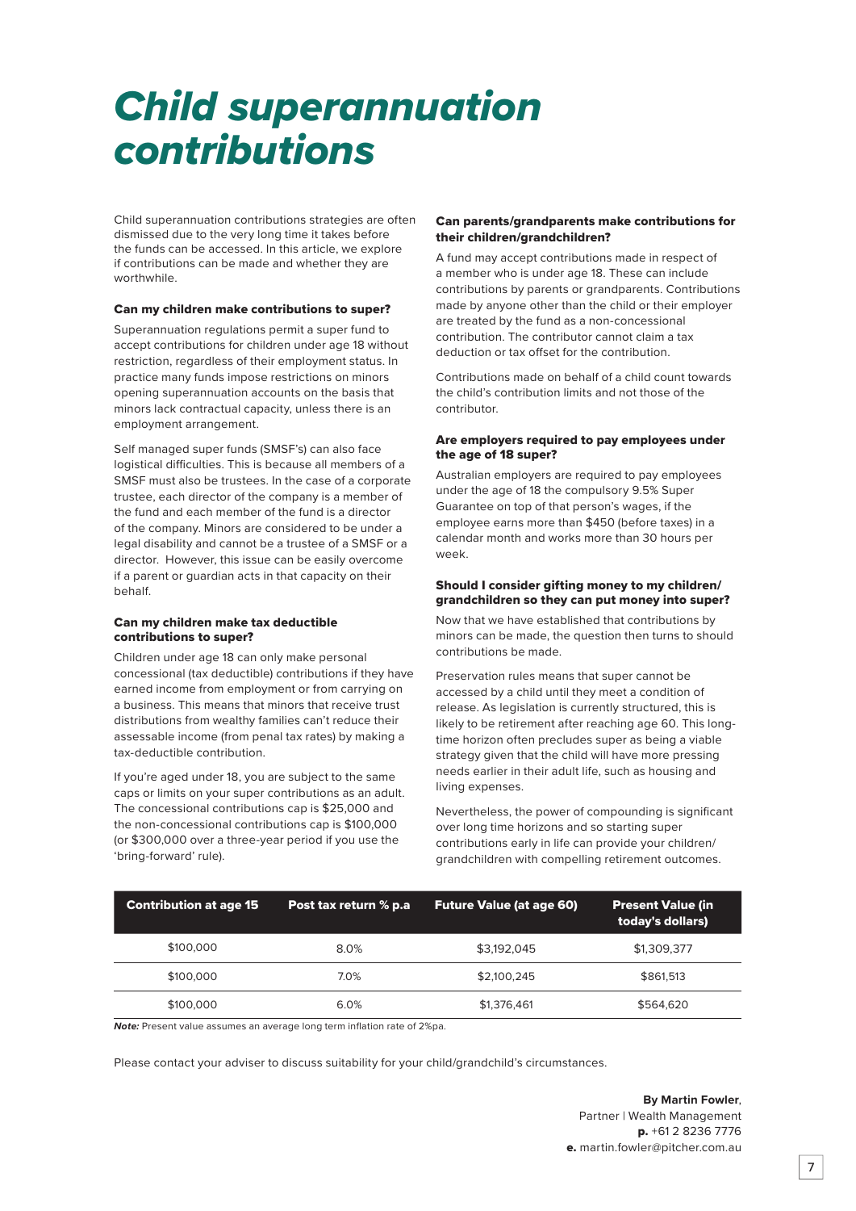# *Child superannuation contributions*

Child superannuation contributions strategies are often dismissed due to the very long time it takes before the funds can be accessed. In this article, we explore if contributions can be made and whether they are worthwhile.

### Can my children make contributions to super?

Superannuation regulations permit a super fund to accept contributions for children under age 18 without restriction, regardless of their employment status. In practice many funds impose restrictions on minors opening superannuation accounts on the basis that minors lack contractual capacity, unless there is an employment arrangement.

Self managed super funds (SMSF's) can also face logistical difficulties. This is because all members of a SMSF must also be trustees. In the case of a corporate trustee, each director of the company is a member of the fund and each member of the fund is a director of the company. Minors are considered to be under a legal disability and cannot be a trustee of a SMSF or a director. However, this issue can be easily overcome if a parent or guardian acts in that capacity on their behalf.

### Can my children make tax deductible contributions to super?

Children under age 18 can only make personal concessional (tax deductible) contributions if they have earned income from employment or from carrying on a business. This means that minors that receive trust distributions from wealthy families can't reduce their assessable income (from penal tax rates) by making a tax-deductible contribution.

If you're aged under 18, you are subject to the same caps or limits on your super contributions as an adult. The concessional contributions cap is $25,000 and the non-concessional contributions cap is $100,000 (or $300,000 over a three-year period if you use the 'bring-forward' rule).

### Can parents/grandparents make contributions for their children/grandchildren?

A fund may accept contributions made in respect of a member who is under age 18. These can include contributions by parents or grandparents. Contributions made by anyone other than the child or their employer are treated by the fund as a non-concessional contribution. The contributor cannot claim a tax deduction or tax offset for the contribution.

Contributions made on behalf of a child count towards the child's contribution limits and not those of the contributor.

### Are employers required to pay employees under the age of 18 super?

Australian employers are required to pay employees under the age of 18 the compulsory 9.5% Super Guarantee on top of that person's wages, if the employee earns more than $450 (before taxes) in a calendar month and works more than 30 hours per week.

### Should I consider gifting money to my children/grandchildren so they can put money into super?

Now that we have established that contributions by minors can be made, the question then turns to should contributions be made.

Preservation rules means that super cannot be accessed by a child until they meet a condition of release. As legislation is currently structured, this is likely to be retirement after reaching age 60. This long-time horizon often precludes super as being a viable strategy given that the child will have more pressing needs earlier in their adult life, such as housing and living expenses.

Nevertheless, the power of compounding is significant over long time horizons and so starting super contributions early in life can provide your children/grandchildren with compelling retirement outcomes.

| Contribution at age 15 | Post tax return % p.a | Future Value (at age 60) | Present Value (in today's dollars) |
|---|---|---|---|
| $100,000 | 8.0% | $3,192,045 | $1,309,377 |
| $100,000 | 7.0% | $2,100,245 | $861,513 |
| $100,000 | 6.0% | $1,376,461 | $564,620 |

***Note:*** Present value assumes an average long term inflation rate of 2%pa.

Please contact your adviser to discuss suitability for your child/grandchild's circumstances.

**By Martin Fowler**,
Partner | Wealth Management
**p.** +61 2 8236 7776
**e.** martin.fowler@pitcher.com.au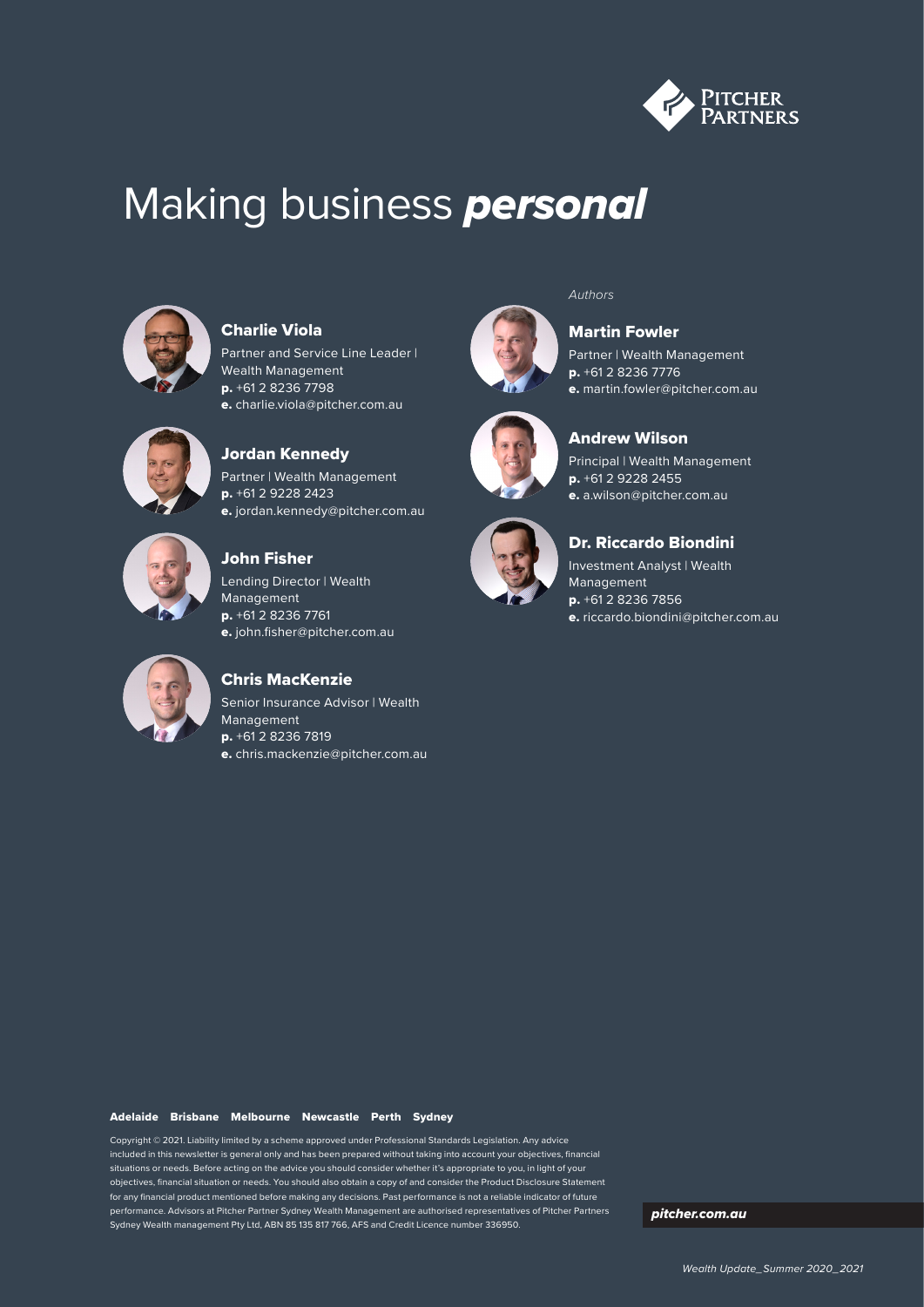# Making business *personal*

### Charlie Viola

Partner and Service Line Leader | Wealth Management
**p.** +61 2 8236 7798
**e.** charlie.viola@pitcher.com.au

### Jordan Kennedy

Partner | Wealth Management
**p.** +61 2 9228 2423
**e.** jordan.kennedy@pitcher.com.au

### John Fisher

Lending Director | Wealth Management
**p.** +61 2 8236 7761
**e.** john.fisher@pitcher.com.au

### Chris MacKenzie

Senior Insurance Advisor | Wealth Management
**p.** +61 2 8236 7819
**e.** chris.mackenzie@pitcher.com.au

*Authors*

### Martin Fowler

Partner | Wealth Management
**p.** +61 2 8236 7776
**e.** martin.fowler@pitcher.com.au

### Andrew Wilson

Principal | Wealth Management
**p.** +61 2 9228 2455
**e.** a.wilson@pitcher.com.au

### Dr. Riccardo Biondini

Investment Analyst | Wealth Management
**p.** +61 2 8236 7856
**e.** riccardo.biondini@pitcher.com.au

**Adelaide Brisbane Melbourne Newcastle Perth Sydney**

Copyright © 2021. Liability limited by a scheme approved under Professional Standards Legislation. Any advice included in this newsletter is general only and has been prepared without taking into account your objectives, financial situations or needs. Before acting on the advice you should consider whether it's appropriate to you, in light of your objectives, financial situation or needs. You should also obtain a copy of and consider the Product Disclosure Statement for any financial product mentioned before making any decisions. Past performance is not a reliable indicator of future performance. Advisors at Pitcher Partner Sydney Wealth Management are authorised representatives of Pitcher Partners Sydney Wealth management Pty Ltd, ABN 85 135 817 766, AFS and Credit Licence number 336950.

***pitcher.com.au***